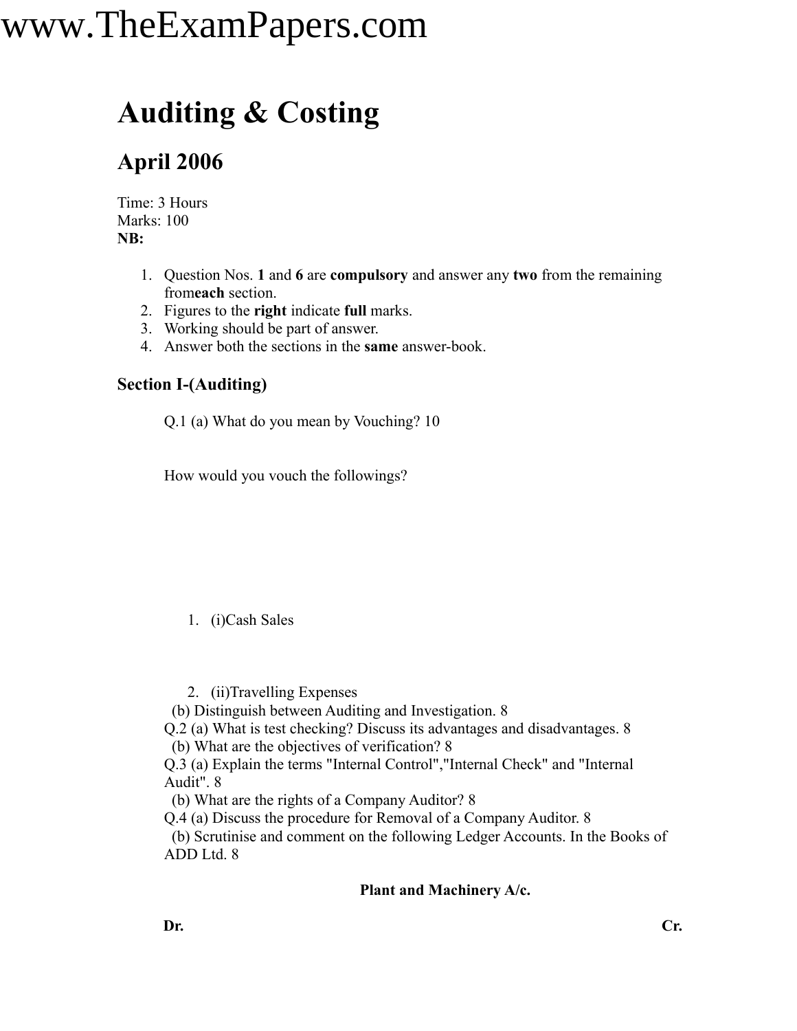# Auditing & Costing

## April 2006

Time: 3 Hours
Marks: 100
**NB:**

1. Question Nos. **1** and **6** are **compulsory** and answer any **two** from the remaining from**each** section.
2. Figures to the **right** indicate **full** marks.
3. Working should be part of answer.
4. Answer both the sections in the **same** answer-book.

### Section I-(Auditing)

Q.1 (a) What do you mean by Vouching? 10

How would you vouch the followings?

1. (i)Cash Sales
2. (ii)Travelling Expenses

(b) Distinguish between Auditing and Investigation. 8

Q.2 (a) What is test checking? Discuss its advantages and disadvantages. 8

(b) What are the objectives of verification? 8

Q.3 (a) Explain the terms "Internal Control","Internal Check" and "Internal Audit". 8

(b) What are the rights of a Company Auditor? 8

Q.4 (a) Discuss the procedure for Removal of a Company Auditor. 8

(b) Scrutinise and comment on the following Ledger Accounts. In the Books of ADD Ltd. 8

**Plant and Machinery A/c.**

**Dr.** **Cr.**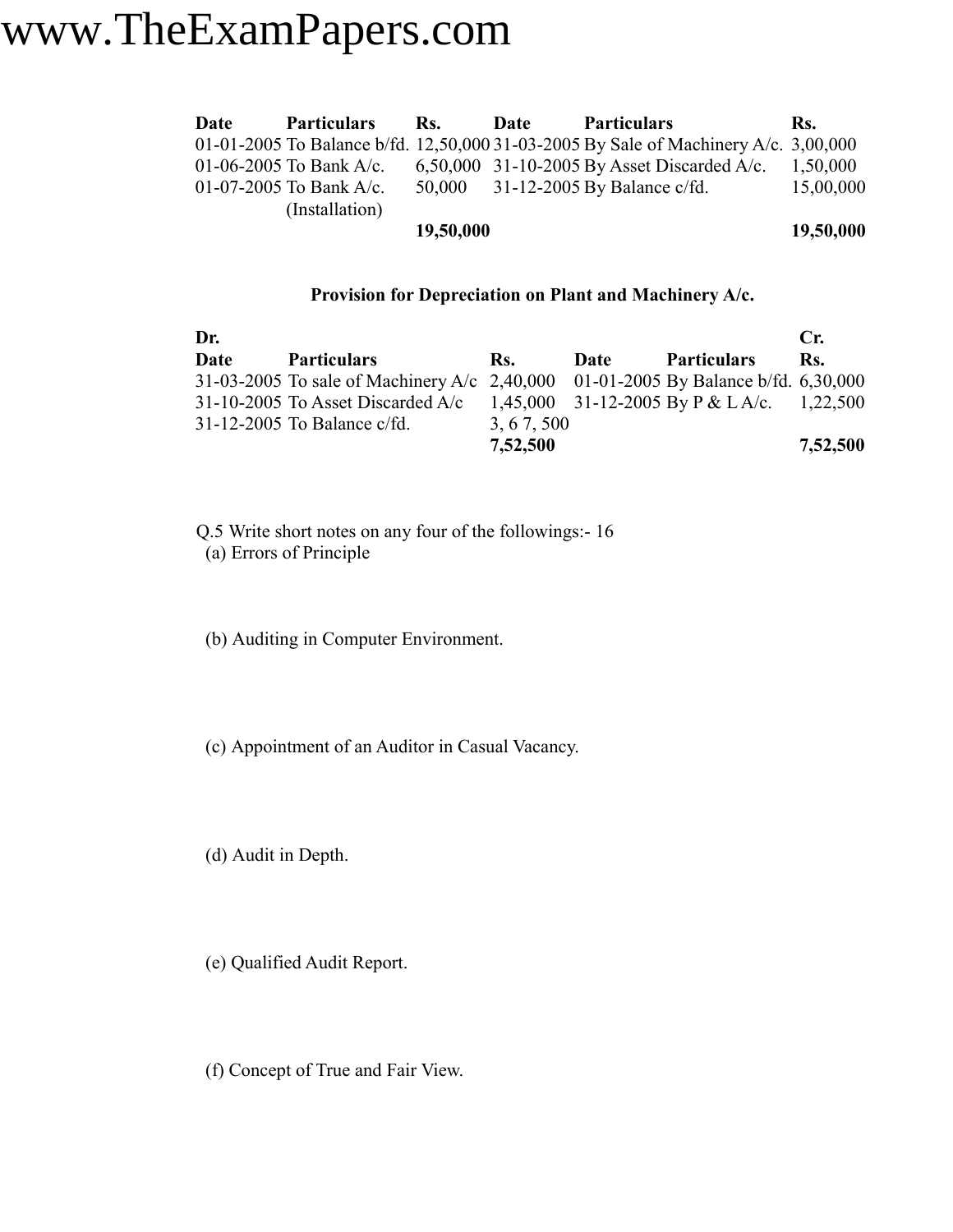| Date | Particulars | Rs. | Date | Particulars | Rs. |
|---|---|---|---|---|---|
| 01-01-2005 | To Balance b/fd. | 12,50,000 | 31-03-2005 | By Sale of Machinery A/c. | 3,00,000 |
| 01-06-2005 | To Bank A/c. | 6,50,000 | 31-10-2005 | By Asset Discarded A/c. | 1,50,000 |
| 01-07-2005 | To Bank A/c. (Installation) | 50,000 | 31-12-2005 | By Balance c/fd. | 15,00,000 |
| | | **19,50,000** | | | **19,50,000** |

**Provision for Depreciation on Plant and Machinery A/c.**

| Dr. | | | | | Cr. |
|---|---|---|---|---|---|
| **Date** | **Particulars** | **Rs.** | **Date** | **Particulars** | **Rs.** |
| 31-03-2005 | To sale of Machinery A/c | 2,40,000 | 01-01-2005 | By Balance b/fd. | 6,30,000 |
| 31-10-2005 | To Asset Discarded A/c | 1,45,000 | 31-12-2005 | By P & L A/c. | 1,22,500 |
| 31-12-2005 | To Balance c/fd. | 3, 6 7, 500 | | | |
| | | **7,52,500** | | | **7,52,500** |

Q.5 Write short notes on any four of the followings:- 16

(a) Errors of Principle

(b) Auditing in Computer Environment.

(c) Appointment of an Auditor in Casual Vacancy.

(d) Audit in Depth.

(e) Qualified Audit Report.

(f) Concept of True and Fair View.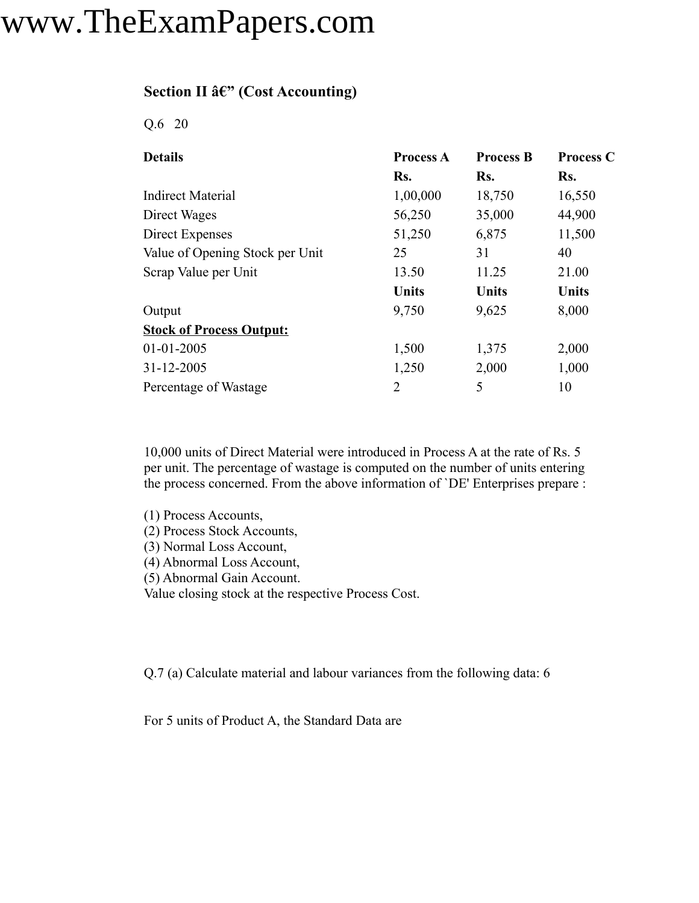**Section II â€" (Cost Accounting)**

Q.6 20

| **Details** | **Process A** | **Process B** | **Process C** |
|---|---|---|---|
| | **Rs.** | **Rs.** | **Rs.** |
| Indirect Material | 1,00,000 | 18,750 | 16,550 |
| Direct Wages | 56,250 | 35,000 | 44,900 |
| Direct Expenses | 51,250 | 6,875 | 11,500 |
| Value of Opening Stock per Unit | 25 | 31 | 40 |
| Scrap Value per Unit | 13.50 | 11.25 | 21.00 |
| | **Units** | **Units** | **Units** |
| Output | 9,750 | 9,625 | 8,000 |
| **<u>Stock of Process Output:</u>** | | | |
| 01-01-2005 | 1,500 | 1,375 | 2,000 |
| 31-12-2005 | 1,250 | 2,000 | 1,000 |
| Percentage of Wastage | 2 | 5 | 10 |

10,000 units of Direct Material were introduced in Process A at the rate of Rs. 5 per unit. The percentage of wastage is computed on the number of units entering the process concerned. From the above information of `DE' Enterprises prepare :

(1) Process Accounts,
(2) Process Stock Accounts,
(3) Normal Loss Account,
(4) Abnormal Loss Account,
(5) Abnormal Gain Account.
Value closing stock at the respective Process Cost.

Q.7 (a) Calculate material and labour variances from the following data: 6

For 5 units of Product A, the Standard Data are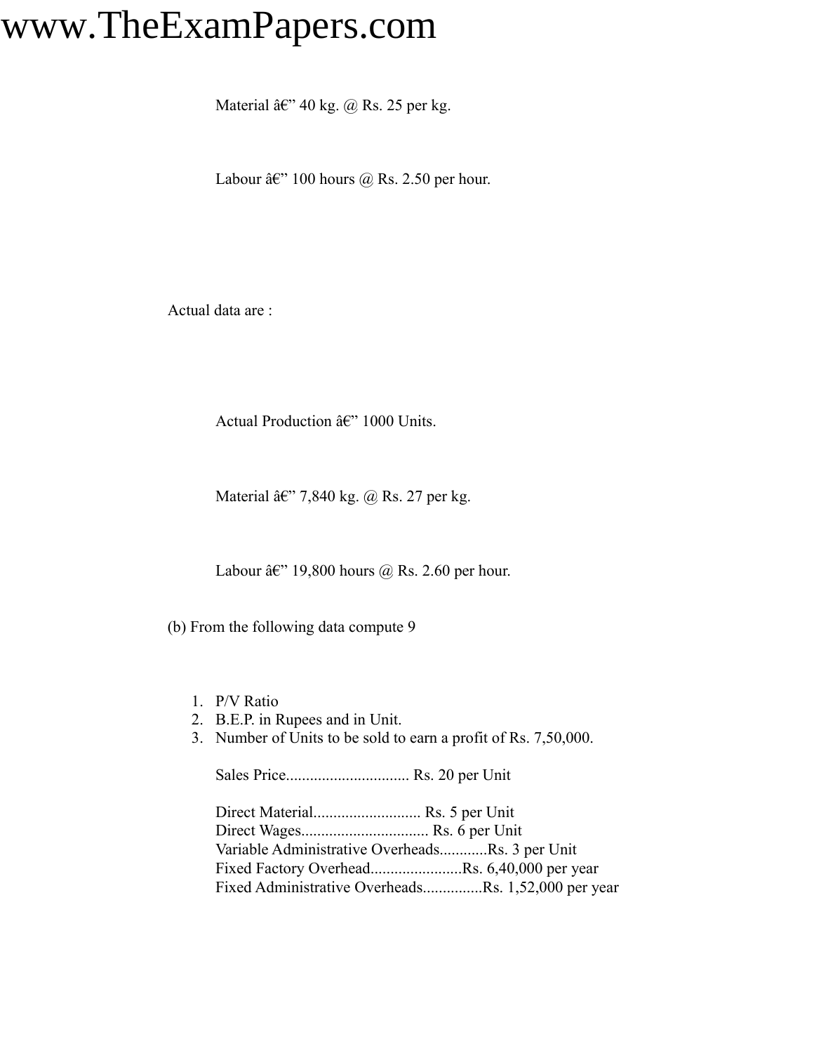Material â€" 40 kg. @ Rs. 25 per kg.

Labour â€" 100 hours @ Rs. 2.50 per hour.

Actual data are :

Actual Production â€" 1000 Units.

Material â€" 7,840 kg. @ Rs. 27 per kg.

Labour â€" 19,800 hours @ Rs. 2.60 per hour.

(b) From the following data compute 9

1. P/V Ratio
2. B.E.P. in Rupees and in Unit.
3. Number of Units to be sold to earn a profit of Rs. 7,50,000.

   Sales Price............................... Rs. 20 per Unit

   Direct Material........................... Rs. 5 per Unit
   Direct Wages................................ Rs. 6 per Unit
   Variable Administrative Overheads............Rs. 3 per Unit
   Fixed Factory Overhead.......................Rs. 6,40,000 per year
   Fixed Administrative Overheads...............Rs. 1,52,000 per year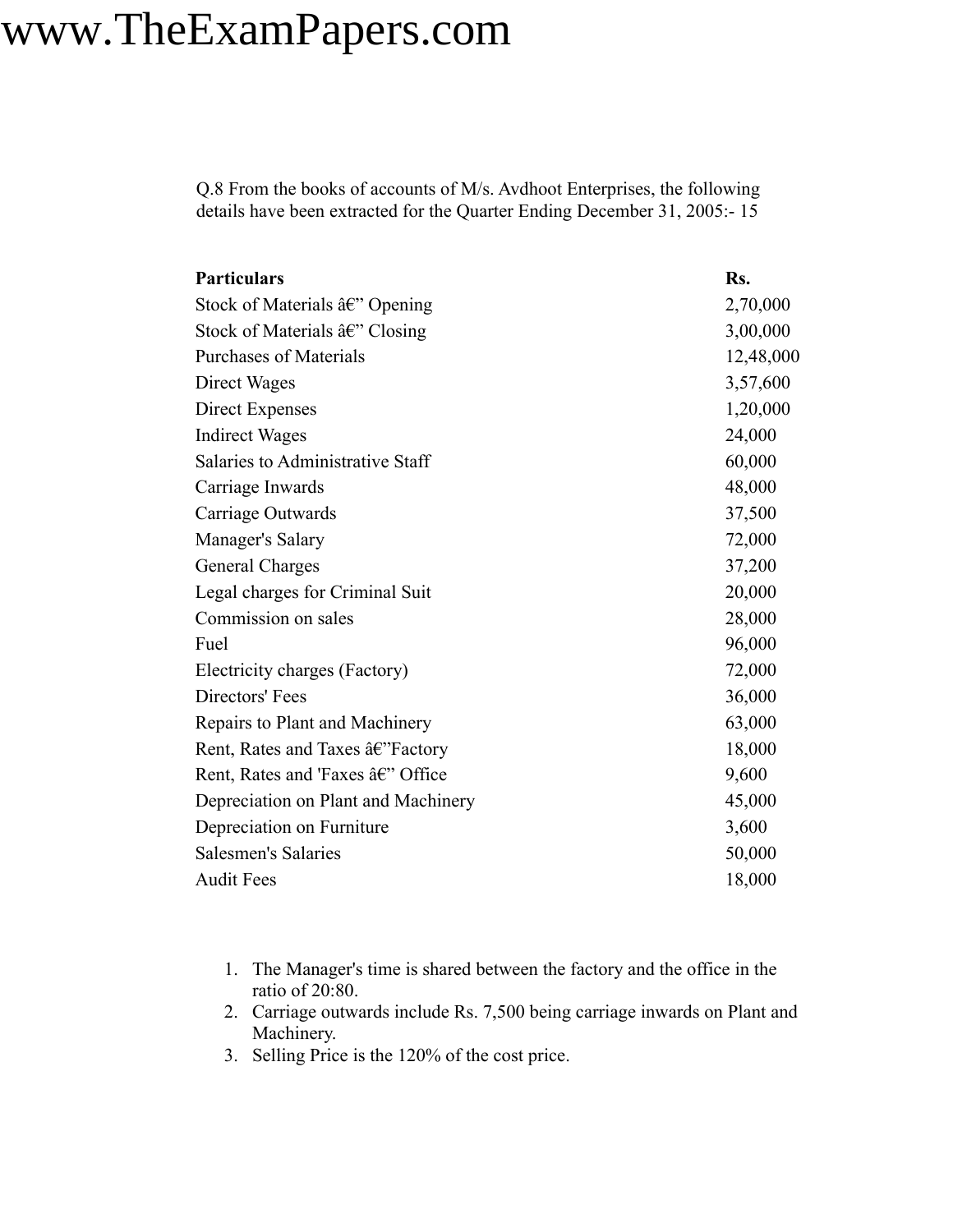Q.8 From the books of accounts of M/s. Avdhoot Enterprises, the following details have been extracted for the Quarter Ending December 31, 2005:- 15

| Particulars | Rs. |
|---|---|
| Stock of Materials â€” Opening | 2,70,000 |
| Stock of Materials â€” Closing | 3,00,000 |
| Purchases of Materials | 12,48,000 |
| Direct Wages | 3,57,600 |
| Direct Expenses | 1,20,000 |
| Indirect Wages | 24,000 |
| Salaries to Administrative Staff | 60,000 |
| Carriage Inwards | 48,000 |
| Carriage Outwards | 37,500 |
| Manager's Salary | 72,000 |
| General Charges | 37,200 |
| Legal charges for Criminal Suit | 20,000 |
| Commission on sales | 28,000 |
| Fuel | 96,000 |
| Electricity charges (Factory) | 72,000 |
| Directors' Fees | 36,000 |
| Repairs to Plant and Machinery | 63,000 |
| Rent, Rates and Taxes â€”Factory | 18,000 |
| Rent, Rates and 'Faxes â€” Office | 9,600 |
| Depreciation on Plant and Machinery | 45,000 |
| Depreciation on Furniture | 3,600 |
| Salesmen's Salaries | 50,000 |
| Audit Fees | 18,000 |

1. The Manager's time is shared between the factory and the office in the ratio of 20:80.
2. Carriage outwards include Rs. 7,500 being carriage inwards on Plant and Machinery.
3. Selling Price is the 120% of the cost price.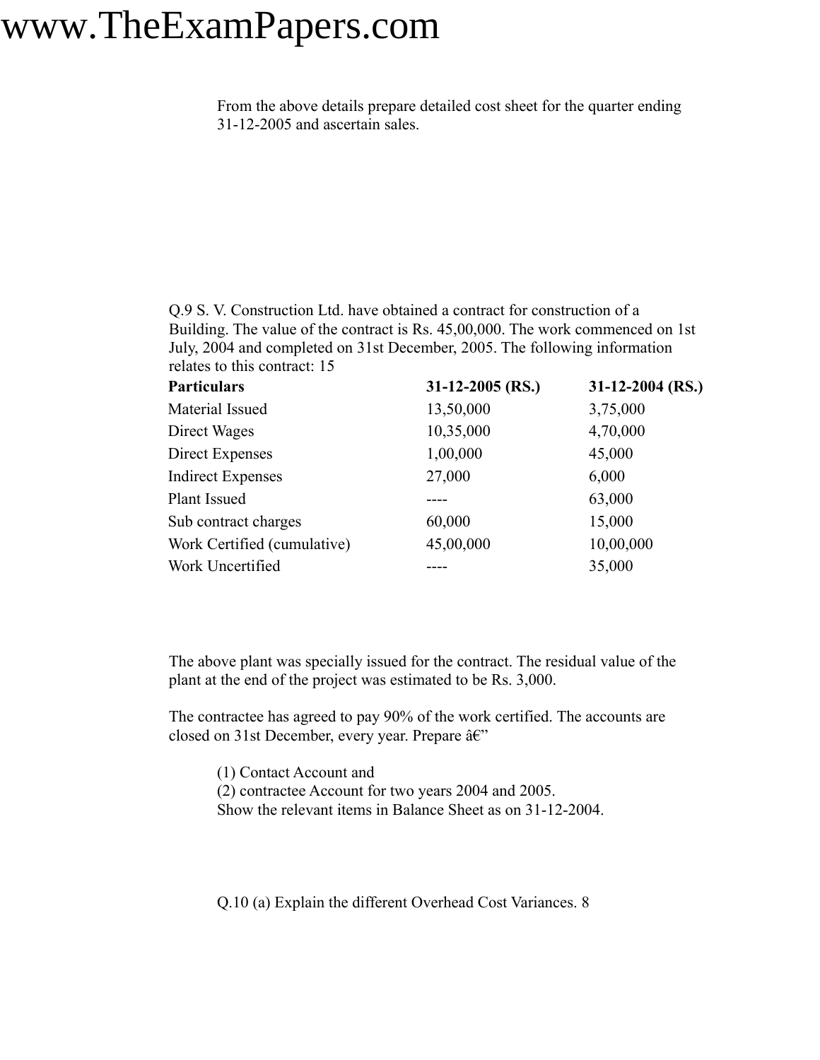From the above details prepare detailed cost sheet for the quarter ending 31-12-2005 and ascertain sales.

Q.9 S. V. Construction Ltd. have obtained a contract for construction of a Building. The value of the contract is Rs. 45,00,000. The work commenced on 1st July, 2004 and completed on 31st December, 2005. The following information relates to this contract: 15

| **Particulars** | **31-12-2005 (RS.)** | **31-12-2004 (RS.)** |
|---|---|---|
| Material Issued | 13,50,000 | 3,75,000 |
| Direct Wages | 10,35,000 | 4,70,000 |
| Direct Expenses | 1,00,000 | 45,000 |
| Indirect Expenses | 27,000 | 6,000 |
| Plant Issued | ---- | 63,000 |
| Sub contract charges | 60,000 | 15,000 |
| Work Certified (cumulative) | 45,00,000 | 10,00,000 |
| Work Uncertified | ---- | 35,000 |

The above plant was specially issued for the contract. The residual value of the plant at the end of the project was estimated to be Rs. 3,000.

The contractee has agreed to pay 90% of the work certified. The accounts are closed on 31st December, every year. Prepare â€"

(1) Contact Account and
(2) contractee Account for two years 2004 and 2005.
Show the relevant items in Balance Sheet as on 31-12-2004.

Q.10 (a) Explain the different Overhead Cost Variances. 8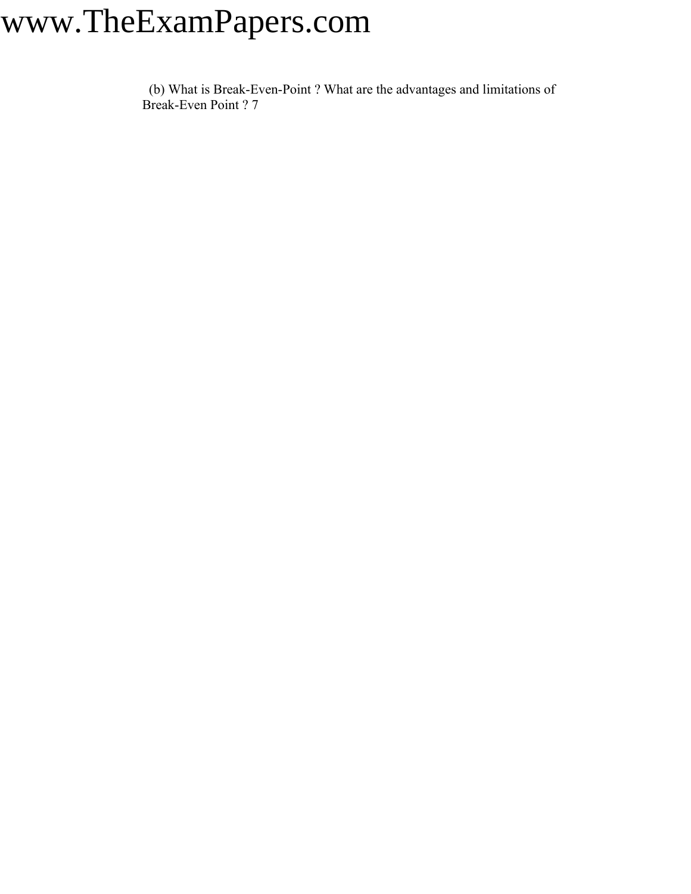(b) What is Break-Even-Point ? What are the advantages and limitations of Break-Even Point ? 7